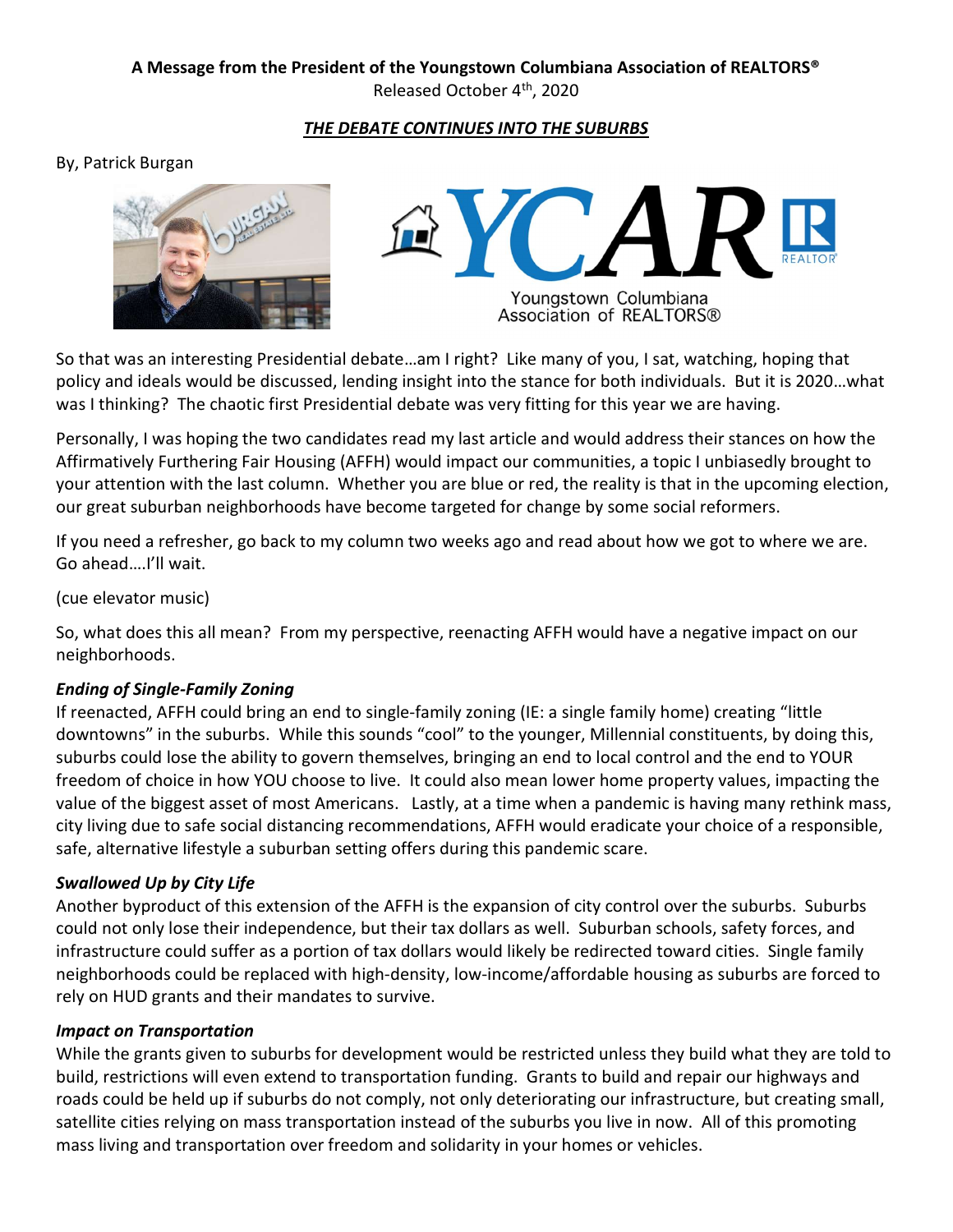**A Message from the President of the Youngstown Columbiana Association of REALTORS®**

Released October 4th, 2020

***THE DEBATE CONTINUES INTO THE SUBURBS***

By, Patrick Burgan

So that was an interesting Presidential debate…am I right? Like many of you, I sat, watching, hoping that policy and ideals would be discussed, lending insight into the stance for both individuals. But it is 2020…what was I thinking? The chaotic first Presidential debate was very fitting for this year we are having.

Personally, I was hoping the two candidates read my last article and would address their stances on how the Affirmatively Furthering Fair Housing (AFFH) would impact our communities, a topic I unbiasedly brought to your attention with the last column. Whether you are blue or red, the reality is that in the upcoming election, our great suburban neighborhoods have become targeted for change by some social reformers.

If you need a refresher, go back to my column two weeks ago and read about how we got to where we are. Go ahead….I'll wait.

(cue elevator music)

So, what does this all mean? From my perspective, reenacting AFFH would have a negative impact on our neighborhoods.

***Ending of Single-Family Zoning***

If reenacted, AFFH could bring an end to single-family zoning (IE: a single family home) creating "little downtowns" in the suburbs. While this sounds "cool" to the younger, Millennial constituents, by doing this, suburbs could lose the ability to govern themselves, bringing an end to local control and the end to YOUR freedom of choice in how YOU choose to live. It could also mean lower home property values, impacting the value of the biggest asset of most Americans. Lastly, at a time when a pandemic is having many rethink mass, city living due to safe social distancing recommendations, AFFH would eradicate your choice of a responsible, safe, alternative lifestyle a suburban setting offers during this pandemic scare.

***Swallowed Up by City Life***

Another byproduct of this extension of the AFFH is the expansion of city control over the suburbs. Suburbs could not only lose their independence, but their tax dollars as well. Suburban schools, safety forces, and infrastructure could suffer as a portion of tax dollars would likely be redirected toward cities. Single family neighborhoods could be replaced with high-density, low-income/affordable housing as suburbs are forced to rely on HUD grants and their mandates to survive.

***Impact on Transportation***

While the grants given to suburbs for development would be restricted unless they build what they are told to build, restrictions will even extend to transportation funding. Grants to build and repair our highways and roads could be held up if suburbs do not comply, not only deteriorating our infrastructure, but creating small, satellite cities relying on mass transportation instead of the suburbs you live in now. All of this promoting mass living and transportation over freedom and solidarity in your homes or vehicles.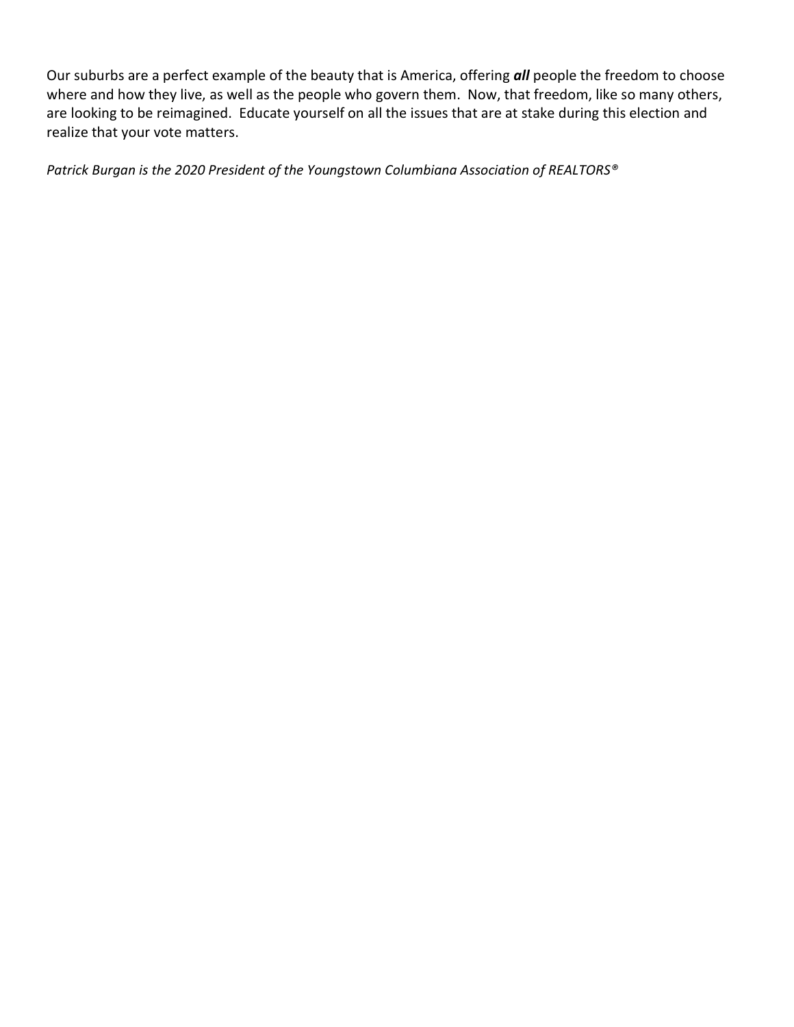Our suburbs are a perfect example of the beauty that is America, offering ***all*** people the freedom to choose where and how they live, as well as the people who govern them. Now, that freedom, like so many others, are looking to be reimagined. Educate yourself on all the issues that are at stake during this election and realize that your vote matters.

*Patrick Burgan is the 2020 President of the Youngstown Columbiana Association of REALTORS®*